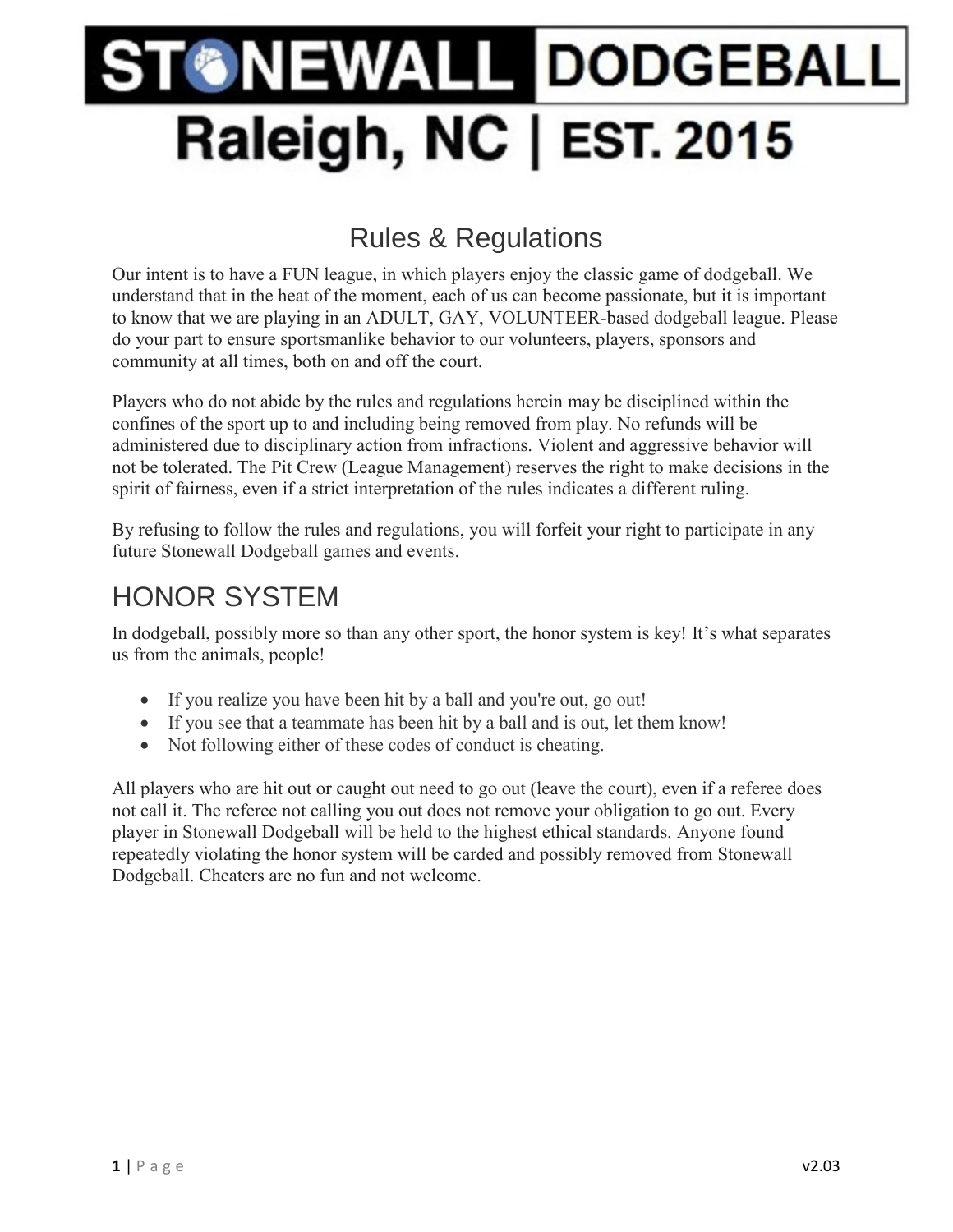# STONEWALL DODGEBALL

# Raleigh, NC | EST. 2015

## Rules & Regulations

Our intent is to have a FUN league, in which players enjoy the classic game of dodgeball. We understand that in the heat of the moment, each of us can become passionate, but it is important to know that we are playing in an ADULT, GAY, VOLUNTEER-based dodgeball league. Please do your part to ensure sportsmanlike behavior to our volunteers, players, sponsors and community at all times, both on and off the court.

Players who do not abide by the rules and regulations herein may be disciplined within the confines of the sport up to and including being removed from play. No refunds will be administered due to disciplinary action from infractions. Violent and aggressive behavior will not be tolerated. The Pit Crew (League Management) reserves the right to make decisions in the spirit of fairness, even if a strict interpretation of the rules indicates a different ruling.

By refusing to follow the rules and regulations, you will forfeit your right to participate in any future Stonewall Dodgeball games and events.

## HONOR SYSTEM

In dodgeball, possibly more so than any other sport, the honor system is key! It's what separates us from the animals, people!

- If you realize you have been hit by a ball and you're out, go out!
- If you see that a teammate has been hit by a ball and is out, let them know!
- Not following either of these codes of conduct is cheating.

All players who are hit out or caught out need to go out (leave the court), even if a referee does not call it. The referee not calling you out does not remove your obligation to go out. Every player in Stonewall Dodgeball will be held to the highest ethical standards. Anyone found repeatedly violating the honor system will be carded and possibly removed from Stonewall Dodgeball. Cheaters are no fun and not welcome.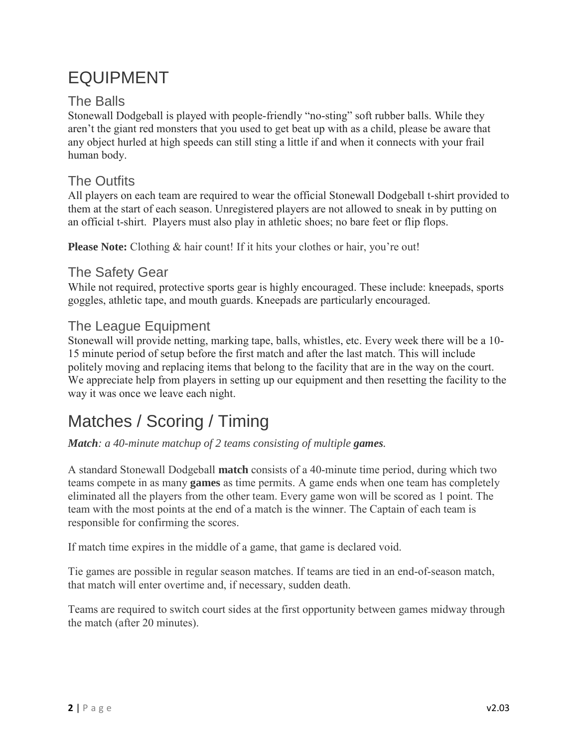# EQUIPMENT

## The Balls

Stonewall Dodgeball is played with people-friendly “no-sting” soft rubber balls. While they aren’t the giant red monsters that you used to get beat up with as a child, please be aware that any object hurled at high speeds can still sting a little if and when it connects with your frail human body.

## The Outfits

All players on each team are required to wear the official Stonewall Dodgeball t-shirt provided to them at the start of each season. Unregistered players are not allowed to sneak in by putting on an official t-shirt. Players must also play in athletic shoes; no bare feet or flip flops.

**Please Note:** Clothing & hair count! If it hits your clothes or hair, you’re out!

## The Safety Gear

While not required, protective sports gear is highly encouraged. These include: kneepads, sports goggles, athletic tape, and mouth guards. Kneepads are particularly encouraged.

## The League Equipment

Stonewall will provide netting, marking tape, balls, whistles, etc. Every week there will be a 10-15 minute period of setup before the first match and after the last match. This will include politely moving and replacing items that belong to the facility that are in the way on the court. We appreciate help from players in setting up our equipment and then resetting the facility to the way it was once we leave each night.

# Matches / Scoring / Timing

***Match**: a 40-minute matchup of 2 teams consisting of multiple **games**.*

A standard Stonewall Dodgeball **match** consists of a 40-minute time period, during which two teams compete in as many **games** as time permits. A game ends when one team has completely eliminated all the players from the other team. Every game won will be scored as 1 point. The team with the most points at the end of a match is the winner. The Captain of each team is responsible for confirming the scores.

If match time expires in the middle of a game, that game is declared void.

Tie games are possible in regular season matches. If teams are tied in an end-of-season match, that match will enter overtime and, if necessary, sudden death.

Teams are required to switch court sides at the first opportunity between games midway through the match (after 20 minutes).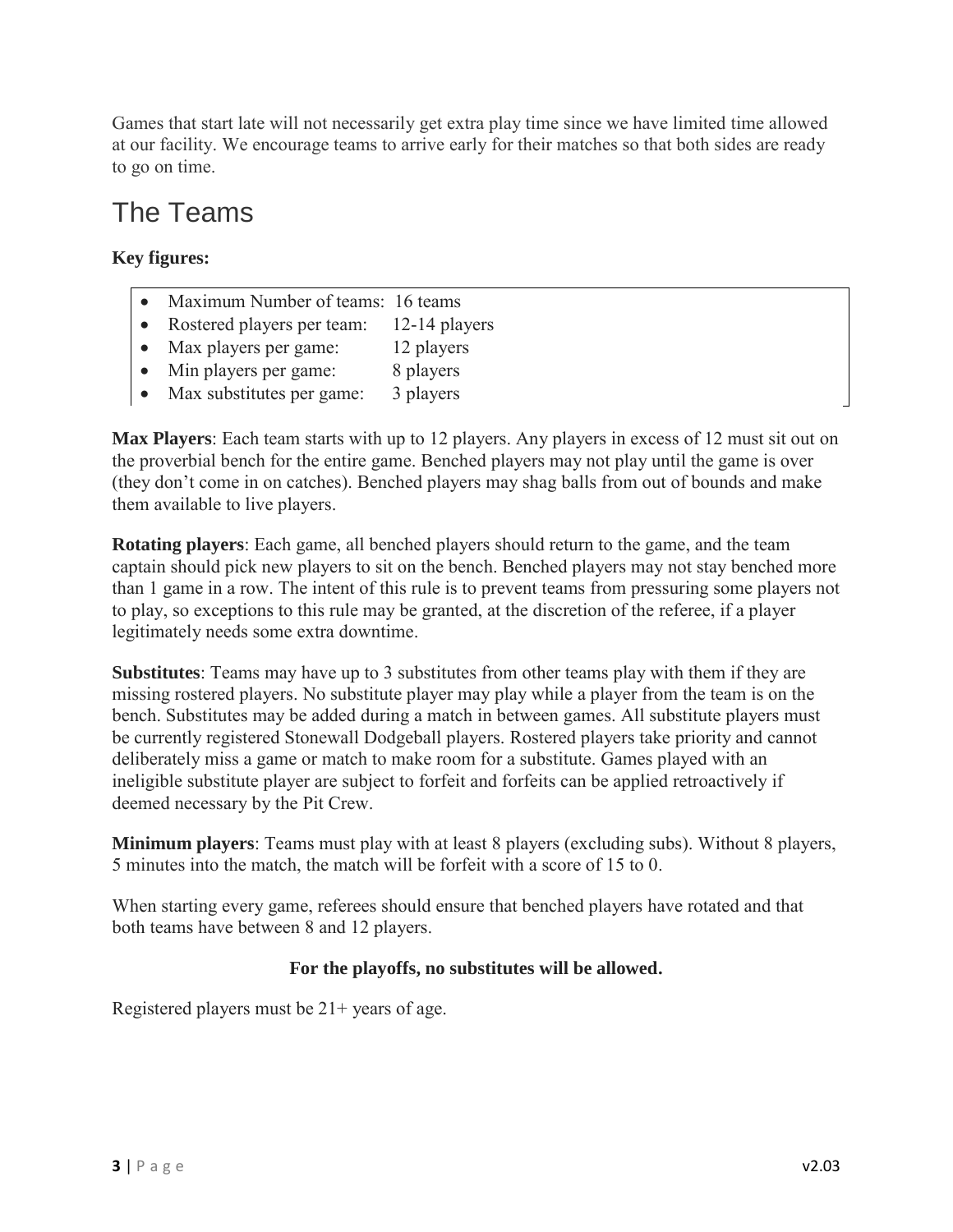Games that start late will not necessarily get extra play time since we have limited time allowed at our facility. We encourage teams to arrive early for their matches so that both sides are ready to go on time.

# The Teams

**Key figures:**

- Maximum Number of teams: 16 teams
- Rostered players per team: 12-14 players
- Max players per game: 12 players
- Min players per game: 8 players
- Max substitutes per game: 3 players

**Max Players**: Each team starts with up to 12 players. Any players in excess of 12 must sit out on the proverbial bench for the entire game. Benched players may not play until the game is over (they don't come in on catches). Benched players may shag balls from out of bounds and make them available to live players.

**Rotating players**: Each game, all benched players should return to the game, and the team captain should pick new players to sit on the bench. Benched players may not stay benched more than 1 game in a row. The intent of this rule is to prevent teams from pressuring some players not to play, so exceptions to this rule may be granted, at the discretion of the referee, if a player legitimately needs some extra downtime.

**Substitutes**: Teams may have up to 3 substitutes from other teams play with them if they are missing rostered players. No substitute player may play while a player from the team is on the bench. Substitutes may be added during a match in between games. All substitute players must be currently registered Stonewall Dodgeball players. Rostered players take priority and cannot deliberately miss a game or match to make room for a substitute. Games played with an ineligible substitute player are subject to forfeit and forfeits can be applied retroactively if deemed necessary by the Pit Crew.

**Minimum players**: Teams must play with at least 8 players (excluding subs). Without 8 players, 5 minutes into the match, the match will be forfeit with a score of 15 to 0.

When starting every game, referees should ensure that benched players have rotated and that both teams have between 8 and 12 players.

**For the playoffs, no substitutes will be allowed.**

Registered players must be 21+ years of age.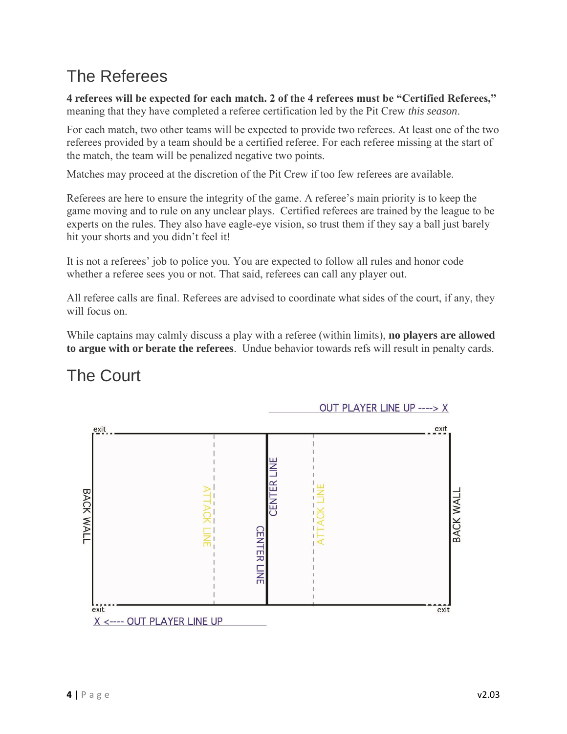## The Referees

**4 referees will be expected for each match. 2 of the 4 referees must be "Certified Referees,"** meaning that they have completed a referee certification led by the Pit Crew *this season*.

For each match, two other teams will be expected to provide two referees. At least one of the two referees provided by a team should be a certified referee. For each referee missing at the start of the match, the team will be penalized negative two points.

Matches may proceed at the discretion of the Pit Crew if too few referees are available.

Referees are here to ensure the integrity of the game. A referee's main priority is to keep the game moving and to rule on any unclear plays. Certified referees are trained by the league to be experts on the rules. They also have eagle-eye vision, so trust them if they say a ball just barely hit your shorts and you didn't feel it!

It is not a referees' job to police you. You are expected to follow all rules and honor code whether a referee sees you or not. That said, referees can call any player out.

All referee calls are final. Referees are advised to coordinate what sides of the court, if any, they will focus on.

While captains may calmly discuss a play with a referee (within limits), **no players are allowed to argue with or berate the referees**. Undue behavior towards refs will result in penalty cards.

## The Court

OUT PLAYER LINE UP ----> X

exit exit

BACK WALL | ATTACK LINE | CENTER LINE | CENTER LINE | ATTACK LINE | BACK WALL

exit exit

X <---- OUT PLAYER LINE UP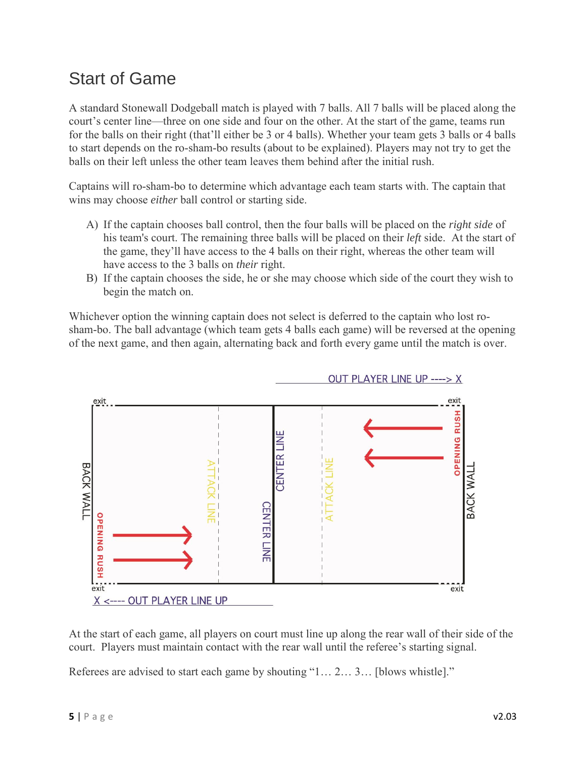# Start of Game

A standard Stonewall Dodgeball match is played with 7 balls. All 7 balls will be placed along the court's center line—three on one side and four on the other. At the start of the game, teams run for the balls on their right (that'll either be 3 or 4 balls). Whether your team gets 3 balls or 4 balls to start depends on the ro-sham-bo results (about to be explained). Players may not try to get the balls on their left unless the other team leaves them behind after the initial rush.

Captains will ro-sham-bo to determine which advantage each team starts with. The captain that wins may choose *either* ball control or starting side.

A) If the captain chooses ball control, then the four balls will be placed on the *right side* of his team's court. The remaining three balls will be placed on their *left* side. At the start of the game, they'll have access to the 4 balls on their right, whereas the other team will have access to the 3 balls on *their* right.

B) If the captain chooses the side, he or she may choose which side of the court they wish to begin the match on.

Whichever option the winning captain does not select is deferred to the captain who lost ro-sham-bo. The ball advantage (which team gets 4 balls each game) will be reversed at the opening of the next game, and then again, alternating back and forth every game until the match is over.

OUT PLAYER LINE UP ----> X

exit | exit | BACK WALL | OPENING RUSH | ATTACK LINE | CENTER LINE | CENTER LINE | ATTACK LINE | OPENING RUSH | BACK WALL | exit | exit

X <---- OUT PLAYER LINE UP

At the start of each game, all players on court must line up along the rear wall of their side of the court. Players must maintain contact with the rear wall until the referee's starting signal.

Referees are advised to start each game by shouting "1… 2… 3… [blows whistle]."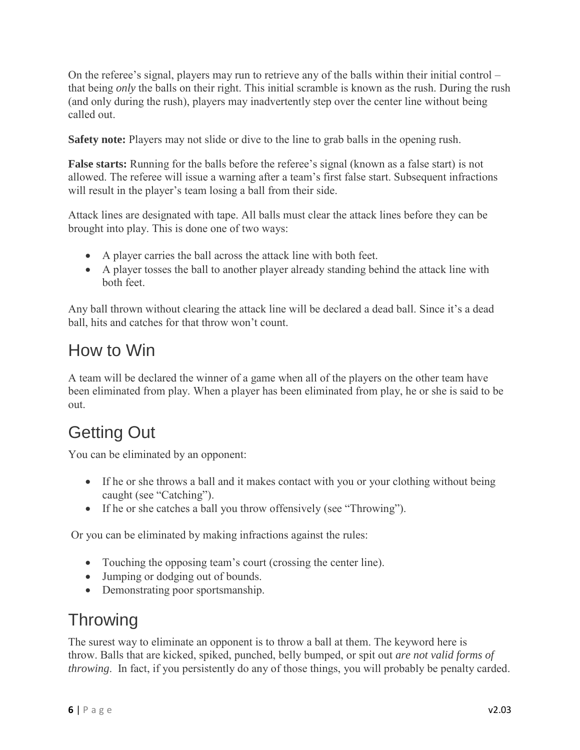On the referee's signal, players may run to retrieve any of the balls within their initial control – that being *only* the balls on their right. This initial scramble is known as the rush. During the rush (and only during the rush), players may inadvertently step over the center line without being called out.

**Safety note:** Players may not slide or dive to the line to grab balls in the opening rush.

**False starts:** Running for the balls before the referee's signal (known as a false start) is not allowed. The referee will issue a warning after a team's first false start. Subsequent infractions will result in the player's team losing a ball from their side.

Attack lines are designated with tape. All balls must clear the attack lines before they can be brought into play. This is done one of two ways:

- A player carries the ball across the attack line with both feet.
- A player tosses the ball to another player already standing behind the attack line with both feet.

Any ball thrown without clearing the attack line will be declared a dead ball. Since it's a dead ball, hits and catches for that throw won't count.

## How to Win

A team will be declared the winner of a game when all of the players on the other team have been eliminated from play. When a player has been eliminated from play, he or she is said to be out.

## Getting Out

You can be eliminated by an opponent:

- If he or she throws a ball and it makes contact with you or your clothing without being caught (see "Catching").
- If he or she catches a ball you throw offensively (see "Throwing").

Or you can be eliminated by making infractions against the rules:

- Touching the opposing team's court (crossing the center line).
- Jumping or dodging out of bounds.
- Demonstrating poor sportsmanship.

## Throwing

The surest way to eliminate an opponent is to throw a ball at them. The keyword here is throw. Balls that are kicked, spiked, punched, belly bumped, or spit out *are not valid forms of throwing*. In fact, if you persistently do any of those things, you will probably be penalty carded.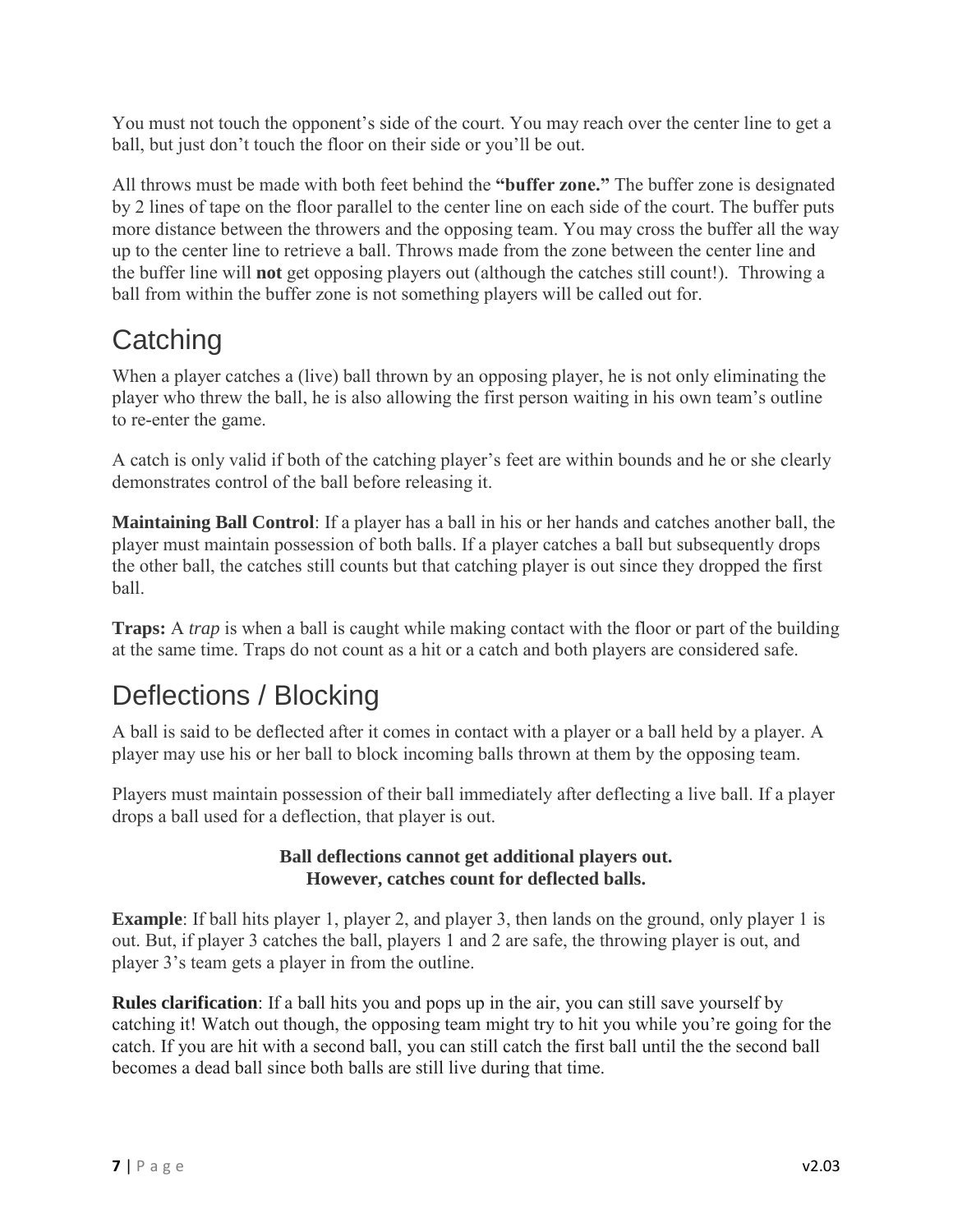You must not touch the opponent's side of the court. You may reach over the center line to get a ball, but just don't touch the floor on their side or you'll be out.

All throws must be made with both feet behind the **"buffer zone."** The buffer zone is designated by 2 lines of tape on the floor parallel to the center line on each side of the court. The buffer puts more distance between the throwers and the opposing team. You may cross the buffer all the way up to the center line to retrieve a ball. Throws made from the zone between the center line and the buffer line will **not** get opposing players out (although the catches still count!). Throwing a ball from within the buffer zone is not something players will be called out for.

## Catching

When a player catches a (live) ball thrown by an opposing player, he is not only eliminating the player who threw the ball, he is also allowing the first person waiting in his own team's outline to re-enter the game.

A catch is only valid if both of the catching player's feet are within bounds and he or she clearly demonstrates control of the ball before releasing it.

**Maintaining Ball Control**: If a player has a ball in his or her hands and catches another ball, the player must maintain possession of both balls. If a player catches a ball but subsequently drops the other ball, the catches still counts but that catching player is out since they dropped the first ball.

**Traps:** A *trap* is when a ball is caught while making contact with the floor or part of the building at the same time. Traps do not count as a hit or a catch and both players are considered safe.

## Deflections / Blocking

A ball is said to be deflected after it comes in contact with a player or a ball held by a player. A player may use his or her ball to block incoming balls thrown at them by the opposing team.

Players must maintain possession of their ball immediately after deflecting a live ball. If a player drops a ball used for a deflection, that player is out.

**Ball deflections cannot get additional players out.**
**However, catches count for deflected balls.**

**Example**: If ball hits player 1, player 2, and player 3, then lands on the ground, only player 1 is out. But, if player 3 catches the ball, players 1 and 2 are safe, the throwing player is out, and player 3's team gets a player in from the outline.

**Rules clarification**: If a ball hits you and pops up in the air, you can still save yourself by catching it! Watch out though, the opposing team might try to hit you while you're going for the catch. If you are hit with a second ball, you can still catch the first ball until the the second ball becomes a dead ball since both balls are still live during that time.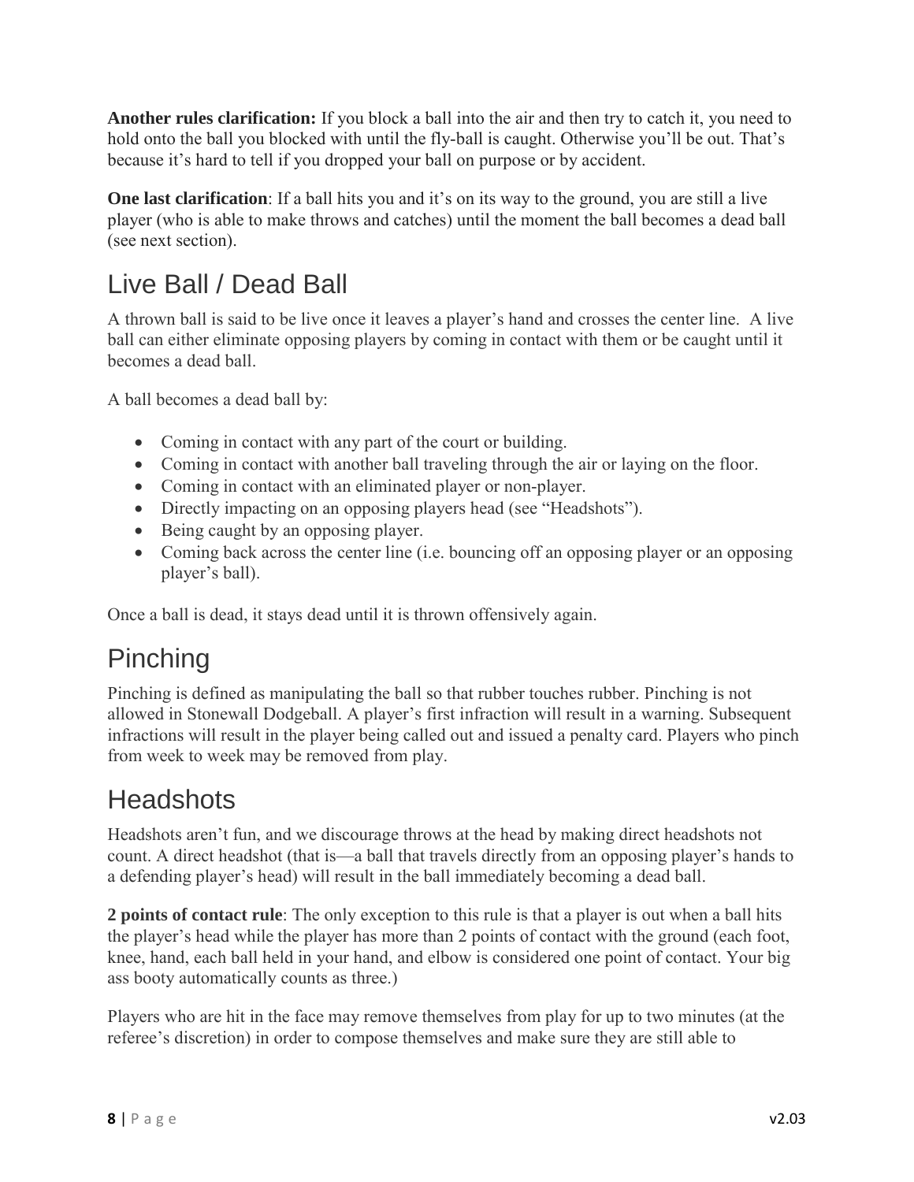**Another rules clarification:** If you block a ball into the air and then try to catch it, you need to hold onto the ball you blocked with until the fly-ball is caught. Otherwise you'll be out. That's because it's hard to tell if you dropped your ball on purpose or by accident.

**One last clarification**: If a ball hits you and it's on its way to the ground, you are still a live player (who is able to make throws and catches) until the moment the ball becomes a dead ball (see next section).

## Live Ball / Dead Ball

A thrown ball is said to be live once it leaves a player's hand and crosses the center line. A live ball can either eliminate opposing players by coming in contact with them or be caught until it becomes a dead ball.

A ball becomes a dead ball by:

- Coming in contact with any part of the court or building.
- Coming in contact with another ball traveling through the air or laying on the floor.
- Coming in contact with an eliminated player or non-player.
- Directly impacting on an opposing players head (see "Headshots").
- Being caught by an opposing player.
- Coming back across the center line (i.e. bouncing off an opposing player or an opposing player's ball).

Once a ball is dead, it stays dead until it is thrown offensively again.

## Pinching

Pinching is defined as manipulating the ball so that rubber touches rubber. Pinching is not allowed in Stonewall Dodgeball. A player's first infraction will result in a warning. Subsequent infractions will result in the player being called out and issued a penalty card. Players who pinch from week to week may be removed from play.

## Headshots

Headshots aren't fun, and we discourage throws at the head by making direct headshots not count. A direct headshot (that is—a ball that travels directly from an opposing player's hands to a defending player's head) will result in the ball immediately becoming a dead ball.

**2 points of contact rule**: The only exception to this rule is that a player is out when a ball hits the player's head while the player has more than 2 points of contact with the ground (each foot, knee, hand, each ball held in your hand, and elbow is considered one point of contact. Your big ass booty automatically counts as three.)

Players who are hit in the face may remove themselves from play for up to two minutes (at the referee's discretion) in order to compose themselves and make sure they are still able to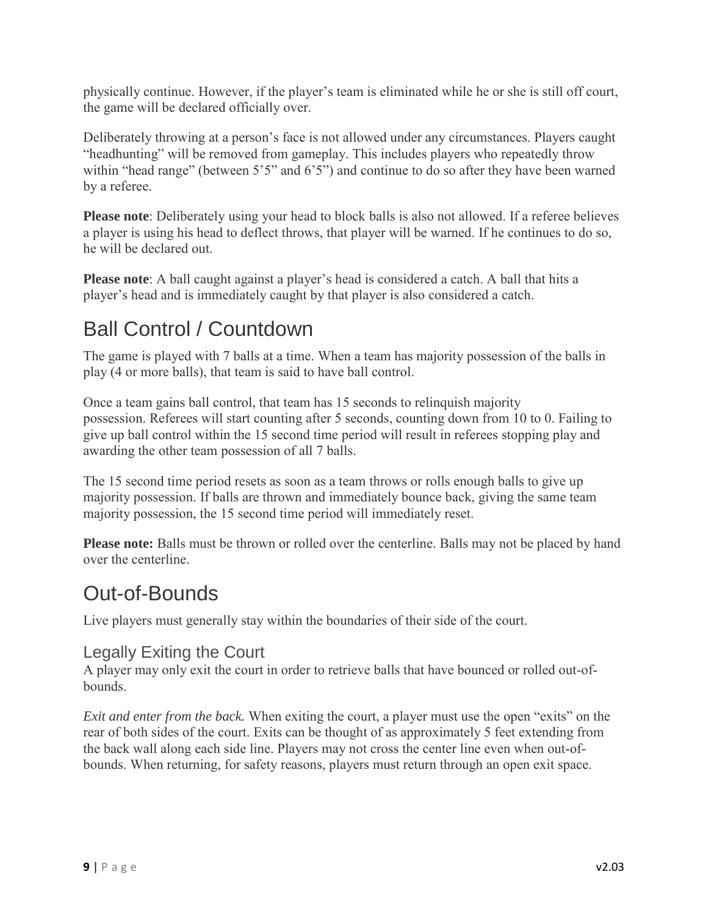physically continue. However, if the player's team is eliminated while he or she is still off court, the game will be declared officially over.

Deliberately throwing at a person's face is not allowed under any circumstances. Players caught "headhunting" will be removed from gameplay. This includes players who repeatedly throw within "head range" (between 5'5" and 6'5") and continue to do so after they have been warned by a referee.

**Please note**: Deliberately using your head to block balls is also not allowed. If a referee believes a player is using his head to deflect throws, that player will be warned. If he continues to do so, he will be declared out.

**Please note**: A ball caught against a player's head is considered a catch. A ball that hits a player's head and is immediately caught by that player is also considered a catch.

## Ball Control / Countdown

The game is played with 7 balls at a time. When a team has majority possession of the balls in play (4 or more balls), that team is said to have ball control.

Once a team gains ball control, that team has 15 seconds to relinquish majority possession. Referees will start counting after 5 seconds, counting down from 10 to 0. Failing to give up ball control within the 15 second time period will result in referees stopping play and awarding the other team possession of all 7 balls.

The 15 second time period resets as soon as a team throws or rolls enough balls to give up majority possession. If balls are thrown and immediately bounce back, giving the same team majority possession, the 15 second time period will immediately reset.

**Please note:** Balls must be thrown or rolled over the centerline. Balls may not be placed by hand over the centerline.

## Out-of-Bounds

Live players must generally stay within the boundaries of their side of the court.

### Legally Exiting the Court

A player may only exit the court in order to retrieve balls that have bounced or rolled out-of-bounds.

*Exit and enter from the back.* When exiting the court, a player must use the open "exits" on the rear of both sides of the court. Exits can be thought of as approximately 5 feet extending from the back wall along each side line. Players may not cross the center line even when out-of-bounds. When returning, for safety reasons, players must return through an open exit space.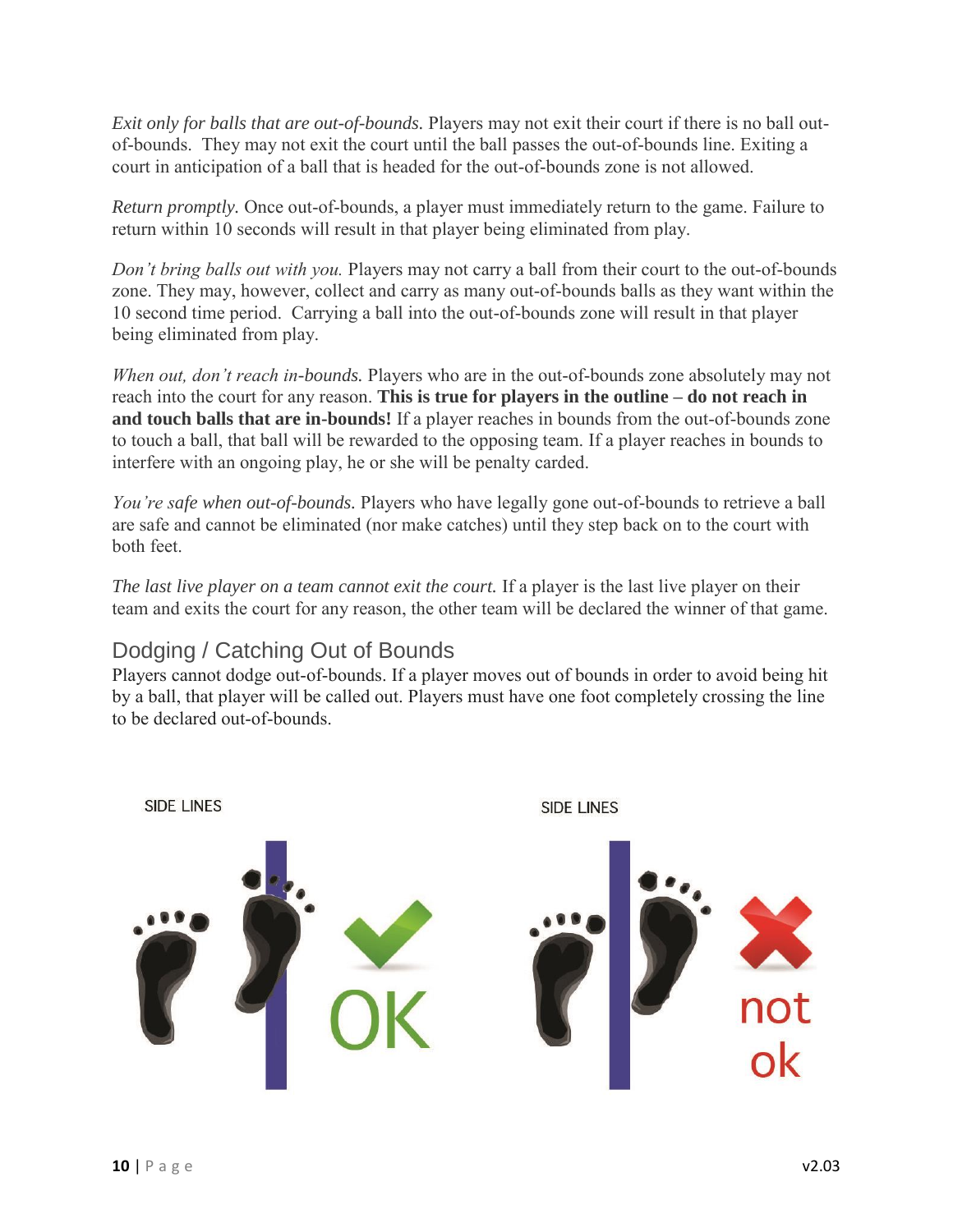*Exit only for balls that are out-of-bounds.* Players may not exit their court if there is no ball out-of-bounds. They may not exit the court until the ball passes the out-of-bounds line. Exiting a court in anticipation of a ball that is headed for the out-of-bounds zone is not allowed.

*Return promptly.* Once out-of-bounds, a player must immediately return to the game. Failure to return within 10 seconds will result in that player being eliminated from play.

*Don't bring balls out with you.* Players may not carry a ball from their court to the out-of-bounds zone. They may, however, collect and carry as many out-of-bounds balls as they want within the 10 second time period. Carrying a ball into the out-of-bounds zone will result in that player being eliminated from play.

*When out, don't reach in-bounds.* Players who are in the out-of-bounds zone absolutely may not reach into the court for any reason. **This is true for players in the outline – do not reach in and touch balls that are in-bounds!** If a player reaches in bounds from the out-of-bounds zone to touch a ball, that ball will be rewarded to the opposing team. If a player reaches in bounds to interfere with an ongoing play, he or she will be penalty carded.

*You're safe when out-of-bounds.* Players who have legally gone out-of-bounds to retrieve a ball are safe and cannot be eliminated (nor make catches) until they step back on to the court with both feet.

*The last live player on a team cannot exit the court.* If a player is the last live player on their team and exits the court for any reason, the other team will be declared the winner of that game.

## Dodging / Catching Out of Bounds

Players cannot dodge out-of-bounds. If a player moves out of bounds in order to avoid being hit by a ball, that player will be called out. Players must have one foot completely crossing the line to be declared out-of-bounds.

SIDE LINES — OK

SIDE LINES — not ok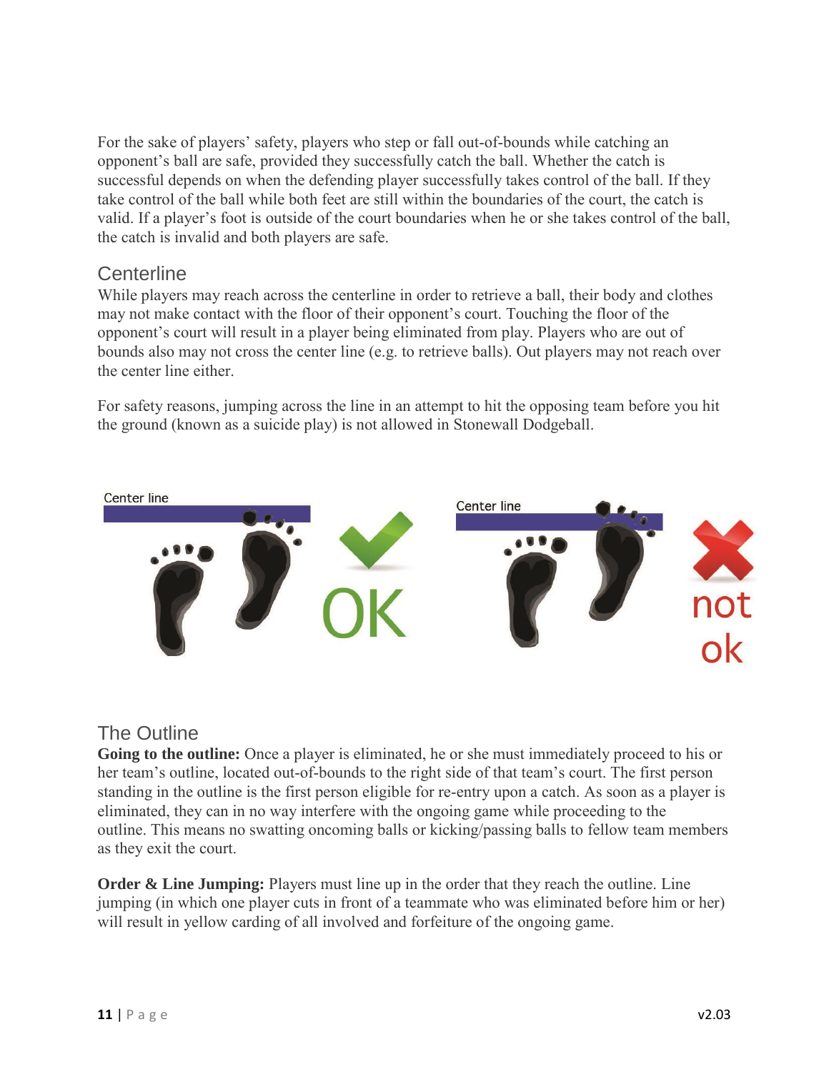For the sake of players' safety, players who step or fall out-of-bounds while catching an opponent's ball are safe, provided they successfully catch the ball. Whether the catch is successful depends on when the defending player successfully takes control of the ball. If they take control of the ball while both feet are still within the boundaries of the court, the catch is valid. If a player's foot is outside of the court boundaries when he or she takes control of the ball, the catch is invalid and both players are safe.

## Centerline

While players may reach across the centerline in order to retrieve a ball, their body and clothes may not make contact with the floor of their opponent's court. Touching the floor of the opponent's court will result in a player being eliminated from play. Players who are out of bounds also may not cross the center line (e.g. to retrieve balls). Out players may not reach over the center line either.

For safety reasons, jumping across the line in an attempt to hit the opposing team before you hit the ground (known as a suicide play) is not allowed in Stonewall Dodgeball.

Center line — OK

Center line — not ok

## The Outline

**Going to the outline:** Once a player is eliminated, he or she must immediately proceed to his or her team's outline, located out-of-bounds to the right side of that team's court. The first person standing in the outline is the first person eligible for re-entry upon a catch. As soon as a player is eliminated, they can in no way interfere with the ongoing game while proceeding to the outline. This means no swatting oncoming balls or kicking/passing balls to fellow team members as they exit the court.

**Order & Line Jumping:** Players must line up in the order that they reach the outline. Line jumping (in which one player cuts in front of a teammate who was eliminated before him or her) will result in yellow carding of all involved and forfeiture of the ongoing game.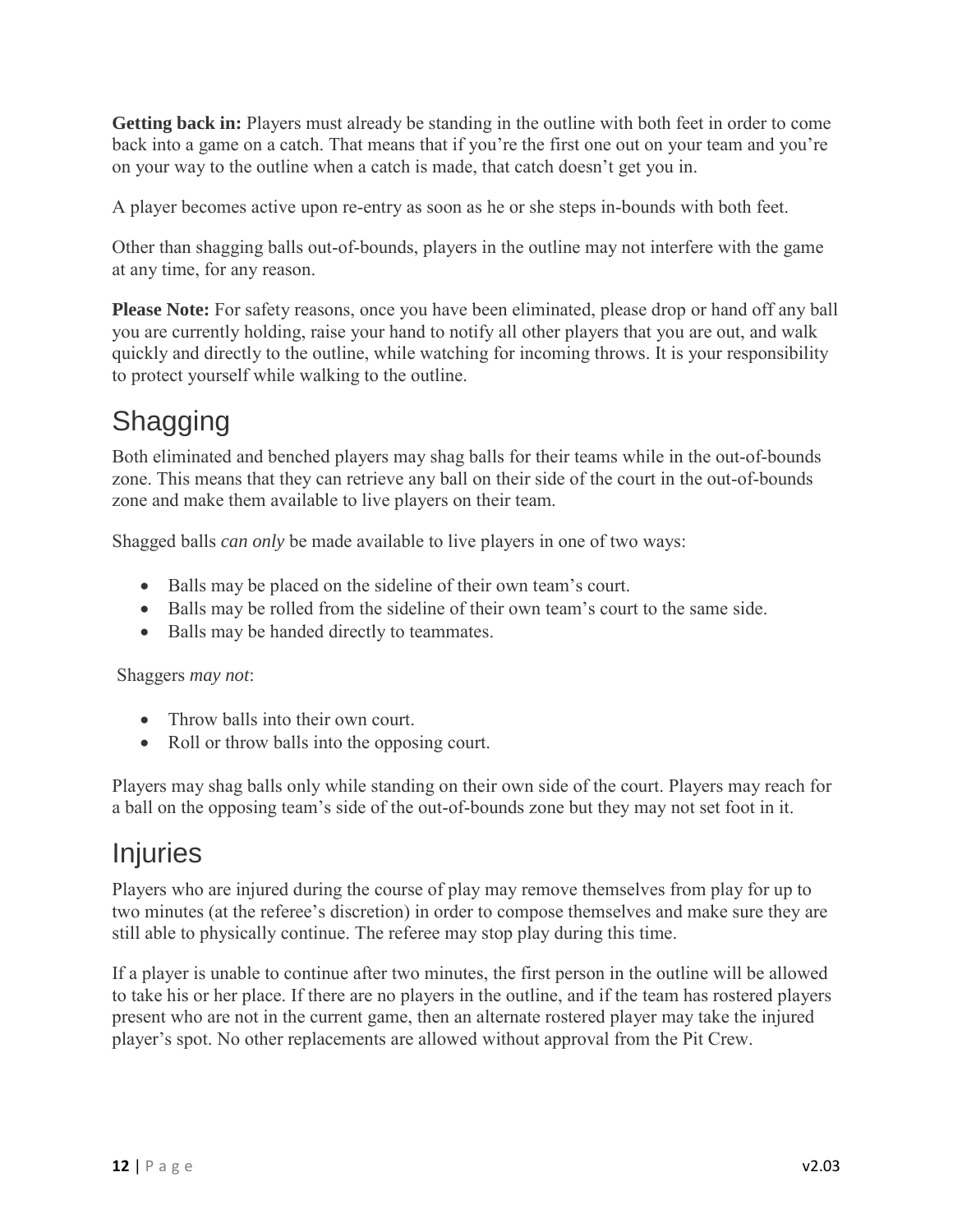**Getting back in:** Players must already be standing in the outline with both feet in order to come back into a game on a catch. That means that if you're the first one out on your team and you're on your way to the outline when a catch is made, that catch doesn't get you in.

A player becomes active upon re-entry as soon as he or she steps in-bounds with both feet.

Other than shagging balls out-of-bounds, players in the outline may not interfere with the game at any time, for any reason.

**Please Note:** For safety reasons, once you have been eliminated, please drop or hand off any ball you are currently holding, raise your hand to notify all other players that you are out, and walk quickly and directly to the outline, while watching for incoming throws. It is your responsibility to protect yourself while walking to the outline.

## Shagging

Both eliminated and benched players may shag balls for their teams while in the out-of-bounds zone. This means that they can retrieve any ball on their side of the court in the out-of-bounds zone and make them available to live players on their team.

Shagged balls *can only* be made available to live players in one of two ways:

- Balls may be placed on the sideline of their own team's court.
- Balls may be rolled from the sideline of their own team's court to the same side.
- Balls may be handed directly to teammates.

Shaggers *may not*:

- Throw balls into their own court.
- Roll or throw balls into the opposing court.

Players may shag balls only while standing on their own side of the court. Players may reach for a ball on the opposing team's side of the out-of-bounds zone but they may not set foot in it.

## Injuries

Players who are injured during the course of play may remove themselves from play for up to two minutes (at the referee's discretion) in order to compose themselves and make sure they are still able to physically continue. The referee may stop play during this time.

If a player is unable to continue after two minutes, the first person in the outline will be allowed to take his or her place. If there are no players in the outline, and if the team has rostered players present who are not in the current game, then an alternate rostered player may take the injured player's spot. No other replacements are allowed without approval from the Pit Crew.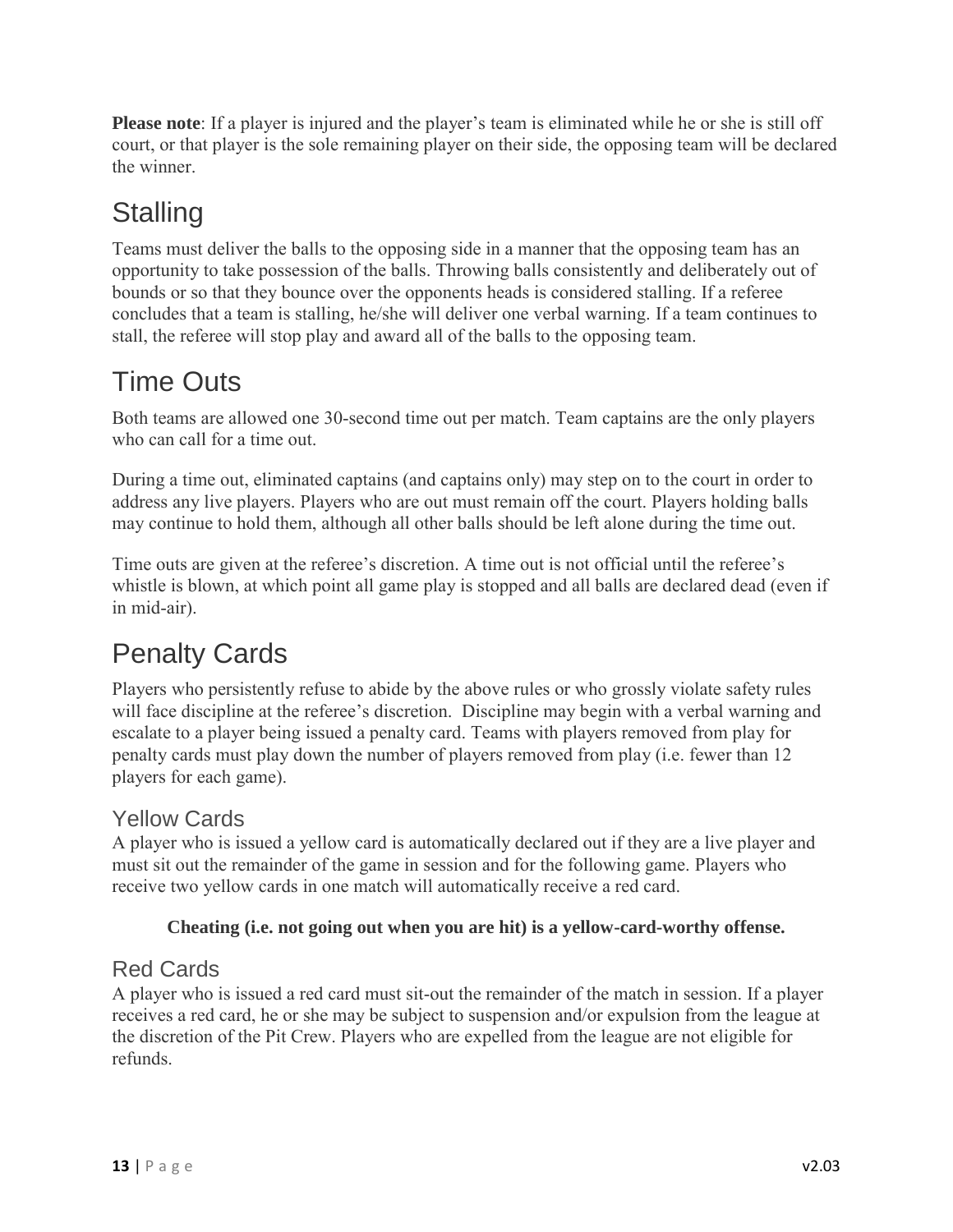**Please note**: If a player is injured and the player's team is eliminated while he or she is still off court, or that player is the sole remaining player on their side, the opposing team will be declared the winner.

## Stalling

Teams must deliver the balls to the opposing side in a manner that the opposing team has an opportunity to take possession of the balls. Throwing balls consistently and deliberately out of bounds or so that they bounce over the opponents heads is considered stalling. If a referee concludes that a team is stalling, he/she will deliver one verbal warning. If a team continues to stall, the referee will stop play and award all of the balls to the opposing team.

## Time Outs

Both teams are allowed one 30-second time out per match. Team captains are the only players who can call for a time out.

During a time out, eliminated captains (and captains only) may step on to the court in order to address any live players. Players who are out must remain off the court. Players holding balls may continue to hold them, although all other balls should be left alone during the time out.

Time outs are given at the referee's discretion. A time out is not official until the referee's whistle is blown, at which point all game play is stopped and all balls are declared dead (even if in mid-air).

## Penalty Cards

Players who persistently refuse to abide by the above rules or who grossly violate safety rules will face discipline at the referee's discretion. Discipline may begin with a verbal warning and escalate to a player being issued a penalty card. Teams with players removed from play for penalty cards must play down the number of players removed from play (i.e. fewer than 12 players for each game).

### Yellow Cards

A player who is issued a yellow card is automatically declared out if they are a live player and must sit out the remainder of the game in session and for the following game. Players who receive two yellow cards in one match will automatically receive a red card.

**Cheating (i.e. not going out when you are hit) is a yellow-card-worthy offense.**

### Red Cards

A player who is issued a red card must sit-out the remainder of the match in session. If a player receives a red card, he or she may be subject to suspension and/or expulsion from the league at the discretion of the Pit Crew. Players who are expelled from the league are not eligible for refunds.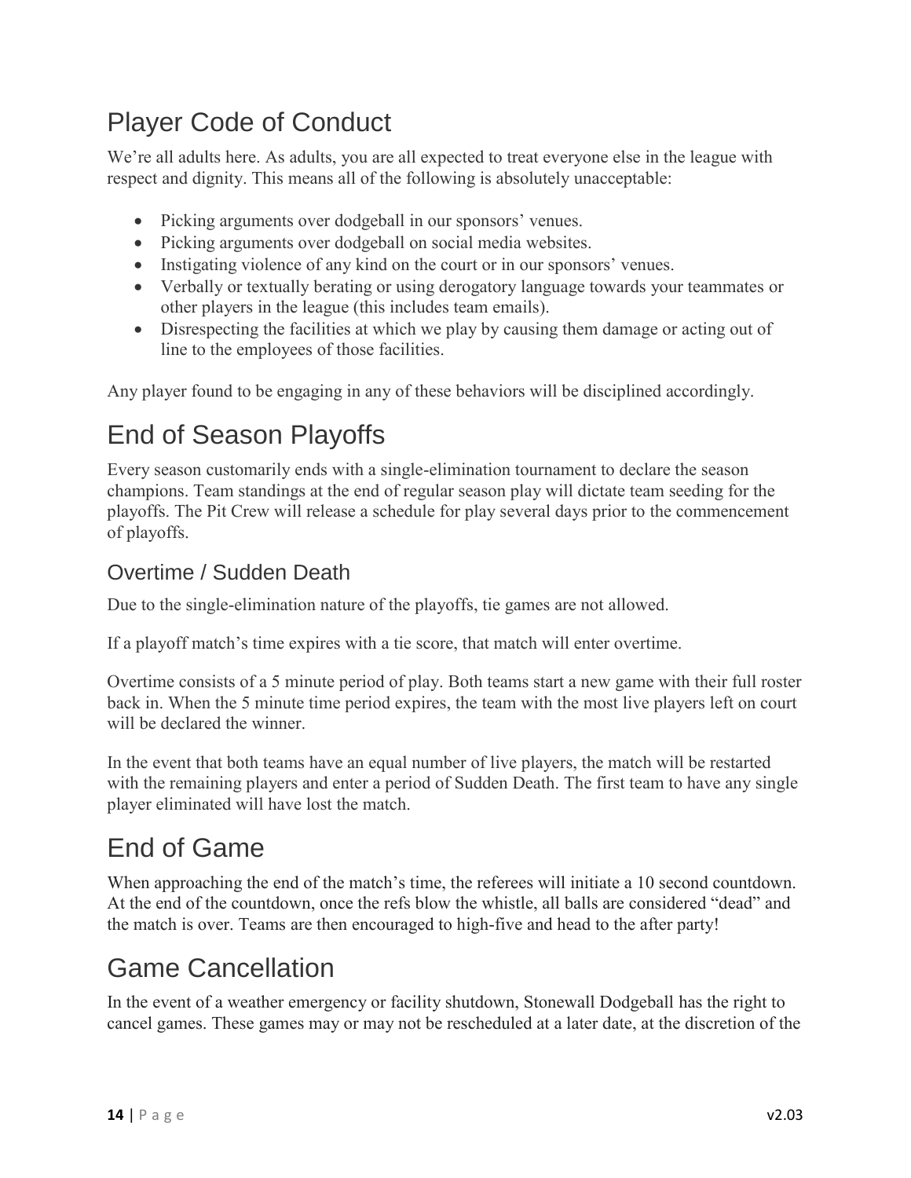# Player Code of Conduct

We're all adults here. As adults, you are all expected to treat everyone else in the league with respect and dignity. This means all of the following is absolutely unacceptable:

- Picking arguments over dodgeball in our sponsors' venues.
- Picking arguments over dodgeball on social media websites.
- Instigating violence of any kind on the court or in our sponsors' venues.
- Verbally or textually berating or using derogatory language towards your teammates or other players in the league (this includes team emails).
- Disrespecting the facilities at which we play by causing them damage or acting out of line to the employees of those facilities.

Any player found to be engaging in any of these behaviors will be disciplined accordingly.

# End of Season Playoffs

Every season customarily ends with a single-elimination tournament to declare the season champions. Team standings at the end of regular season play will dictate team seeding for the playoffs. The Pit Crew will release a schedule for play several days prior to the commencement of playoffs.

## Overtime / Sudden Death

Due to the single-elimination nature of the playoffs, tie games are not allowed.

If a playoff match's time expires with a tie score, that match will enter overtime.

Overtime consists of a 5 minute period of play. Both teams start a new game with their full roster back in. When the 5 minute time period expires, the team with the most live players left on court will be declared the winner.

In the event that both teams have an equal number of live players, the match will be restarted with the remaining players and enter a period of Sudden Death. The first team to have any single player eliminated will have lost the match.

# End of Game

When approaching the end of the match's time, the referees will initiate a 10 second countdown. At the end of the countdown, once the refs blow the whistle, all balls are considered "dead" and the match is over. Teams are then encouraged to high-five and head to the after party!

# Game Cancellation

In the event of a weather emergency or facility shutdown, Stonewall Dodgeball has the right to cancel games. These games may or may not be rescheduled at a later date, at the discretion of the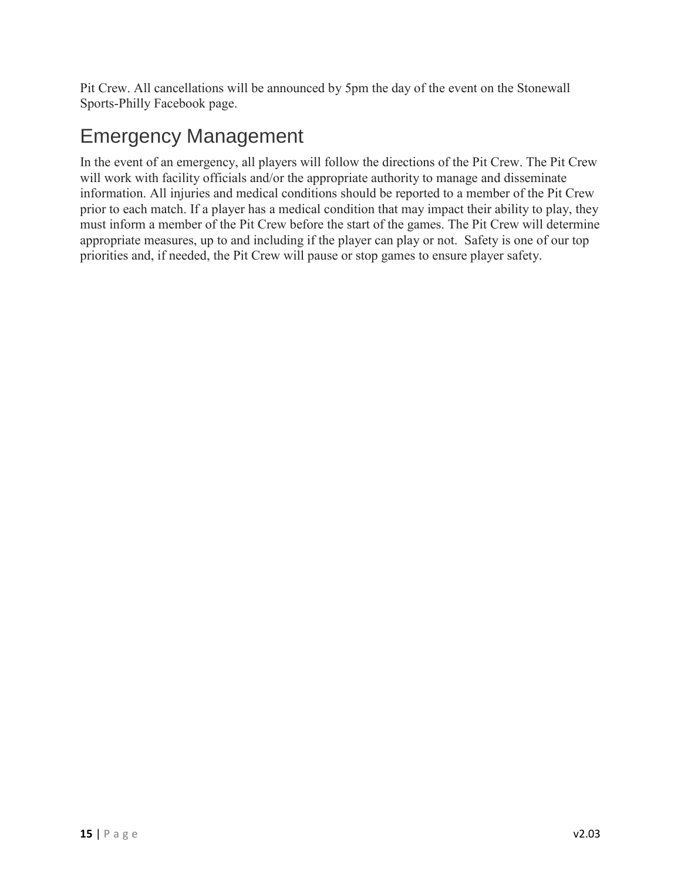Pit Crew. All cancellations will be announced by 5pm the day of the event on the Stonewall Sports-Philly Facebook page.

## Emergency Management

In the event of an emergency, all players will follow the directions of the Pit Crew. The Pit Crew will work with facility officials and/or the appropriate authority to manage and disseminate information. All injuries and medical conditions should be reported to a member of the Pit Crew prior to each match. If a player has a medical condition that may impact their ability to play, they must inform a member of the Pit Crew before the start of the games. The Pit Crew will determine appropriate measures, up to and including if the player can play or not. Safety is one of our top priorities and, if needed, the Pit Crew will pause or stop games to ensure player safety.